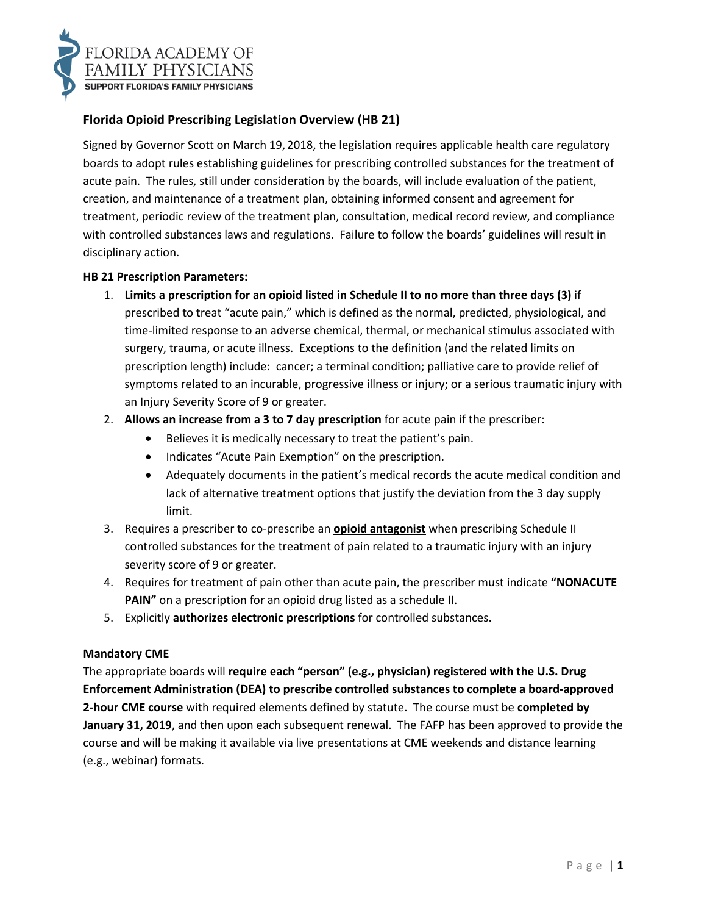FLORIDA ACADEMY OF FAMILY PHYSICIANS
SUPPORT FLORIDA'S FAMILY PHYSICIANS

## Florida Opioid Prescribing Legislation Overview (HB 21)

Signed by Governor Scott on March 19, 2018, the legislation requires applicable health care regulatory boards to adopt rules establishing guidelines for prescribing controlled substances for the treatment of acute pain. The rules, still under consideration by the boards, will include evaluation of the patient, creation, and maintenance of a treatment plan, obtaining informed consent and agreement for treatment, periodic review of the treatment plan, consultation, medical record review, and compliance with controlled substances laws and regulations. Failure to follow the boards' guidelines will result in disciplinary action.

**HB 21 Prescription Parameters:**

1. **Limits a prescription for an opioid listed in Schedule II to no more than three days (3)** if prescribed to treat "acute pain," which is defined as the normal, predicted, physiological, and time-limited response to an adverse chemical, thermal, or mechanical stimulus associated with surgery, trauma, or acute illness. Exceptions to the definition (and the related limits on prescription length) include: cancer; a terminal condition; palliative care to provide relief of symptoms related to an incurable, progressive illness or injury; or a serious traumatic injury with an Injury Severity Score of 9 or greater.
2. **Allows an increase from a 3 to 7 day prescription** for acute pain if the prescriber:
   - Believes it is medically necessary to treat the patient's pain.
   - Indicates "Acute Pain Exemption" on the prescription.
   - Adequately documents in the patient's medical records the acute medical condition and lack of alternative treatment options that justify the deviation from the 3 day supply limit.
3. Requires a prescriber to co-prescribe an **opioid antagonist** when prescribing Schedule II controlled substances for the treatment of pain related to a traumatic injury with an injury severity score of 9 or greater.
4. Requires for treatment of pain other than acute pain, the prescriber must indicate **"NONACUTE PAIN"** on a prescription for an opioid drug listed as a schedule II.
5. Explicitly **authorizes electronic prescriptions** for controlled substances.

**Mandatory CME**

The appropriate boards will **require each "person" (e.g., physician) registered with the U.S. Drug Enforcement Administration (DEA) to prescribe controlled substances to complete a board-approved 2-hour CME course** with required elements defined by statute. The course must be **completed by January 31, 2019**, and then upon each subsequent renewal. The FAFP has been approved to provide the course and will be making it available via live presentations at CME weekends and distance learning (e.g., webinar) formats.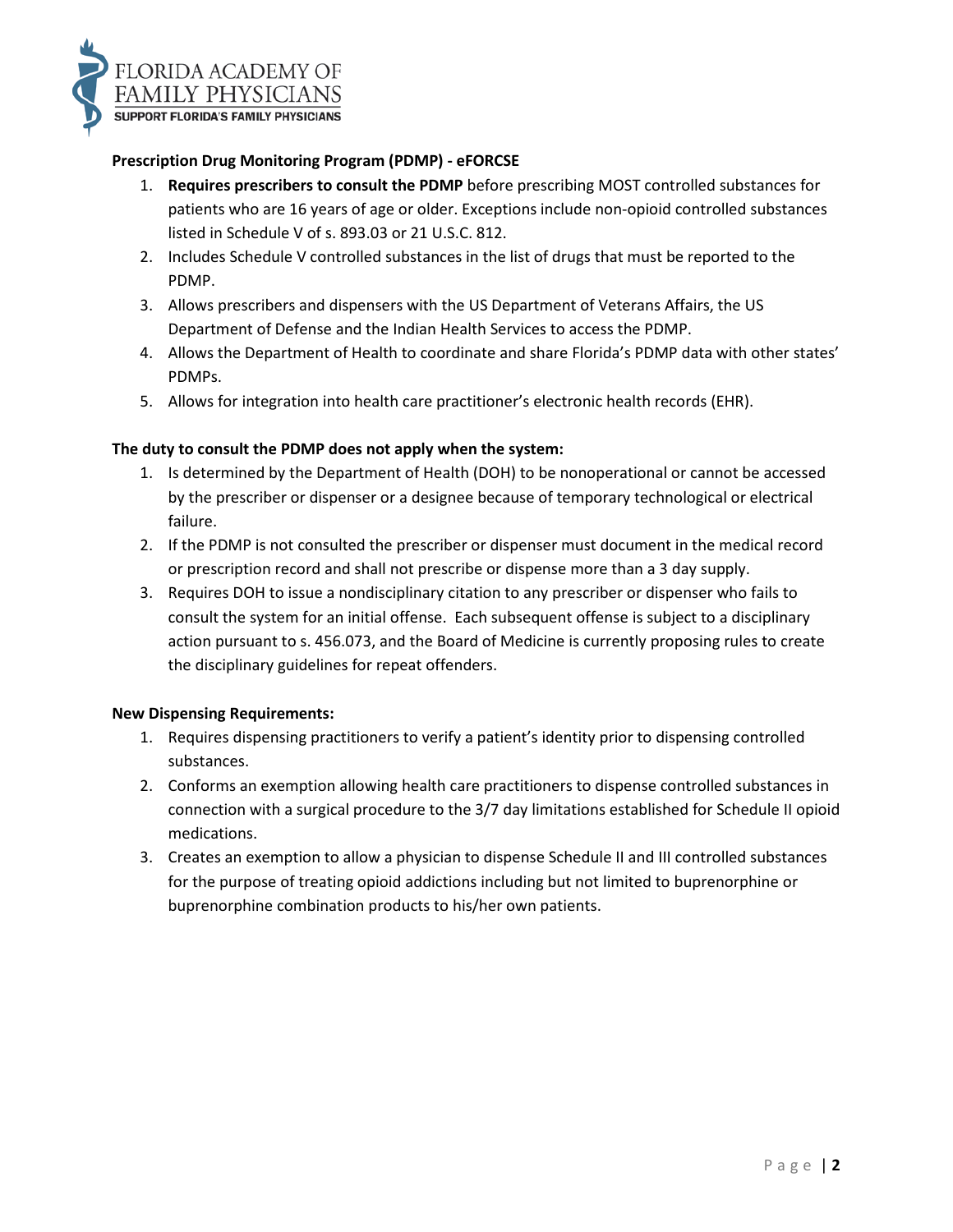**Prescription Drug Monitoring Program (PDMP) - eFORCSE**

1. **Requires prescribers to consult the PDMP** before prescribing MOST controlled substances for patients who are 16 years of age or older. Exceptions include non-opioid controlled substances listed in Schedule V of s. 893.03 or 21 U.S.C. 812.
2. Includes Schedule V controlled substances in the list of drugs that must be reported to the PDMP.
3. Allows prescribers and dispensers with the US Department of Veterans Affairs, the US Department of Defense and the Indian Health Services to access the PDMP.
4. Allows the Department of Health to coordinate and share Florida's PDMP data with other states' PDMPs.
5. Allows for integration into health care practitioner's electronic health records (EHR).

**The duty to consult the PDMP does not apply when the system:**

1. Is determined by the Department of Health (DOH) to be nonoperational or cannot be accessed by the prescriber or dispenser or a designee because of temporary technological or electrical failure.
2. If the PDMP is not consulted the prescriber or dispenser must document in the medical record or prescription record and shall not prescribe or dispense more than a 3 day supply.
3. Requires DOH to issue a nondisciplinary citation to any prescriber or dispenser who fails to consult the system for an initial offense. Each subsequent offense is subject to a disciplinary action pursuant to s. 456.073, and the Board of Medicine is currently proposing rules to create the disciplinary guidelines for repeat offenders.

**New Dispensing Requirements:**

1. Requires dispensing practitioners to verify a patient's identity prior to dispensing controlled substances.
2. Conforms an exemption allowing health care practitioners to dispense controlled substances in connection with a surgical procedure to the 3/7 day limitations established for Schedule II opioid medications.
3. Creates an exemption to allow a physician to dispense Schedule II and III controlled substances for the purpose of treating opioid addictions including but not limited to buprenorphine or buprenorphine combination products to his/her own patients.